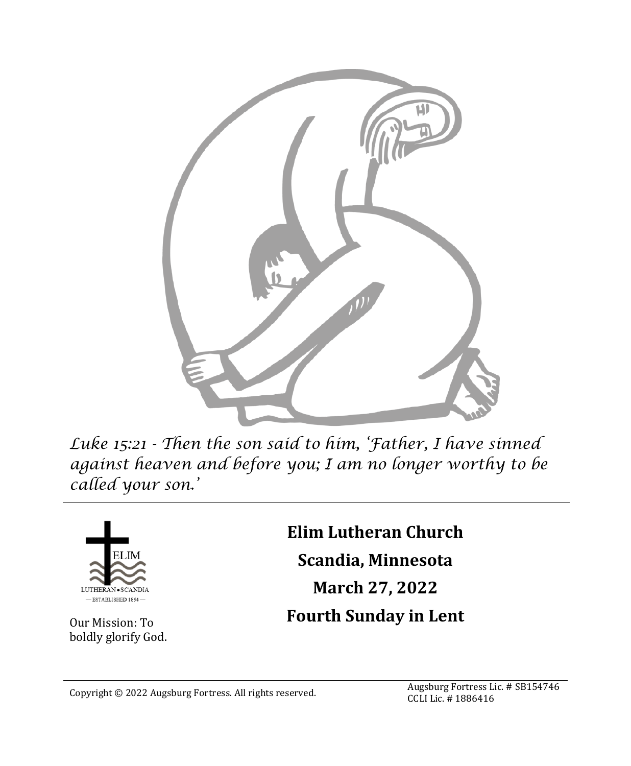*Luke 15:21 - Then the son said to him, 'Father, I have sinned against heaven and before you; I am no longer worthy to be called your son.'*

ELIM

LUTHERAN • SCANDIA

— ESTABLISHED 1854 —

Our Mission: To boldly glorify God.

# Elim Lutheran Church

**Scandia, Minnesota**

**March 27, 2022**

**Fourth Sunday in Lent**

Copyright © 2022 Augsburg Fortress. All rights reserved.

Augsburg Fortress Lic. # SB154746
CCLI Lic. # 1886416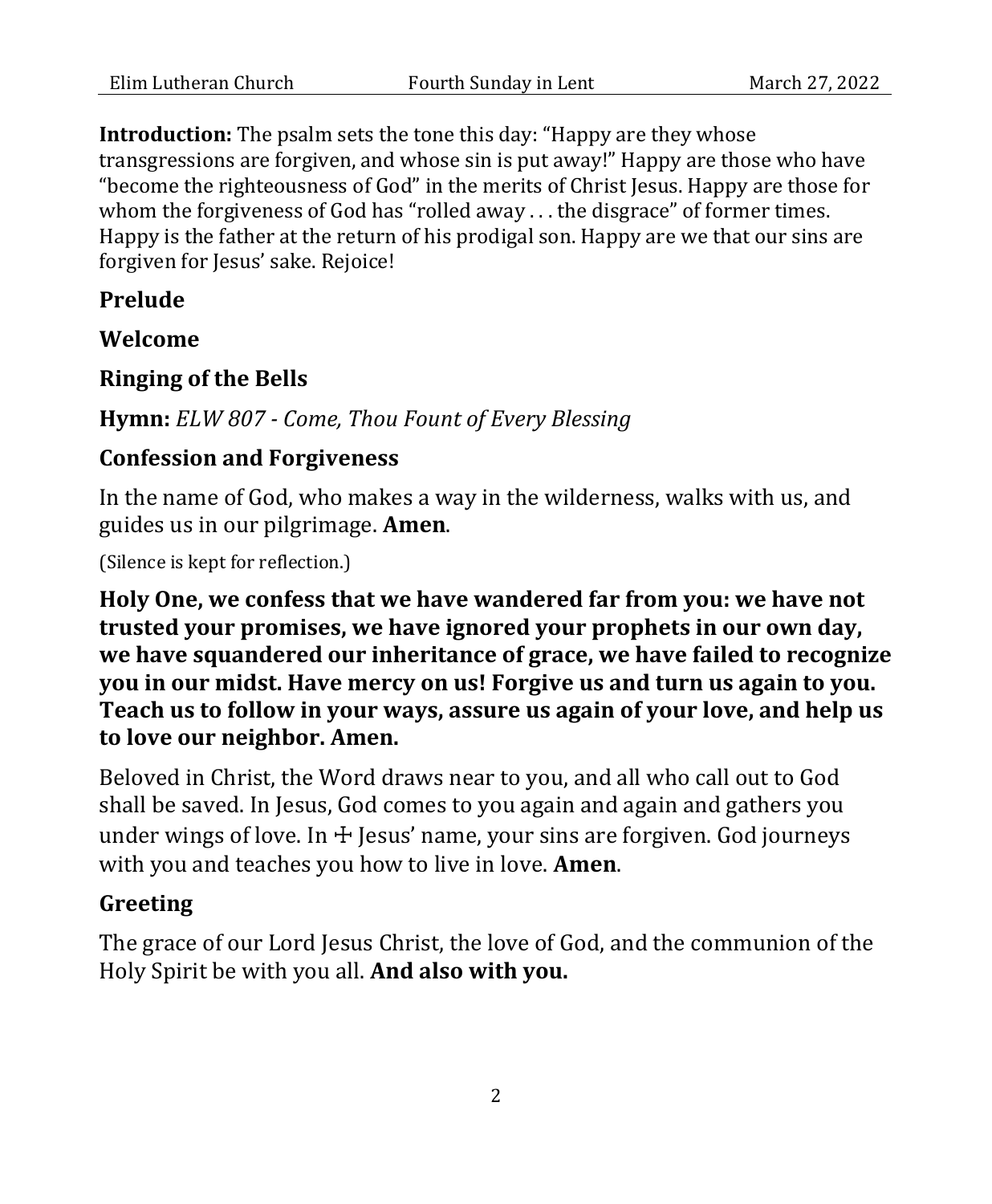**Introduction:** The psalm sets the tone this day: "Happy are they whose transgressions are forgiven, and whose sin is put away!" Happy are those who have "become the righteousness of God" in the merits of Christ Jesus. Happy are those for whom the forgiveness of God has "rolled away . . . the disgrace" of former times. Happy is the father at the return of his prodigal son. Happy are we that our sins are forgiven for Jesus' sake. Rejoice!

## Prelude

## Welcome

## Ringing of the Bells

**Hymn:** *ELW 807 - Come, Thou Fount of Every Blessing*

## Confession and Forgiveness

In the name of God, who makes a way in the wilderness, walks with us, and guides us in our pilgrimage. **Amen**.

(Silence is kept for reflection.)

**Holy One, we confess that we have wandered far from you: we have not trusted your promises, we have ignored your prophets in our own day, we have squandered our inheritance of grace, we have failed to recognize you in our midst. Have mercy on us! Forgive us and turn us again to you. Teach us to follow in your ways, assure us again of your love, and help us to love our neighbor. Amen.**

Beloved in Christ, the Word draws near to you, and all who call out to God shall be saved. In Jesus, God comes to you again and again and gathers you under wings of love. In ☩ Jesus' name, your sins are forgiven. God journeys with you and teaches you how to live in love. **Amen**.

## Greeting

The grace of our Lord Jesus Christ, the love of God, and the communion of the Holy Spirit be with you all. **And also with you.**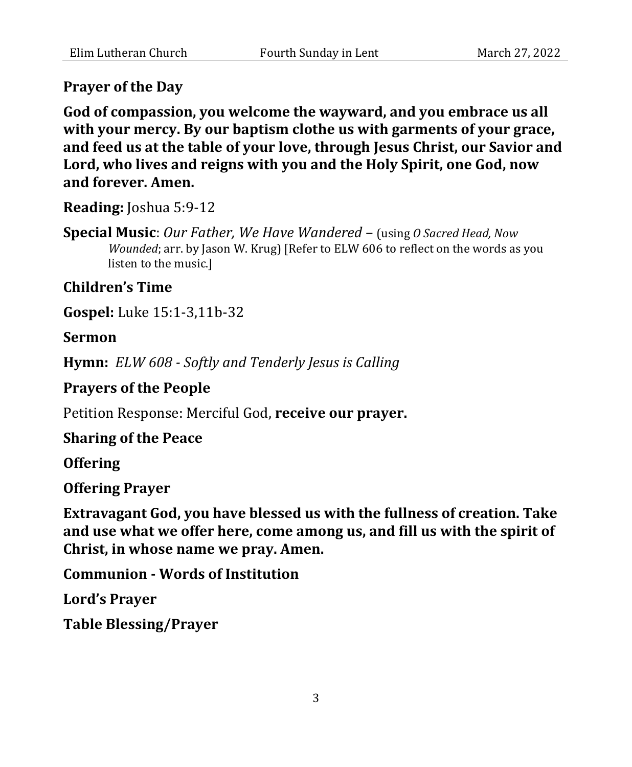**Prayer of the Day**

**God of compassion, you welcome the wayward, and you embrace us all with your mercy. By our baptism clothe us with garments of your grace, and feed us at the table of your love, through Jesus Christ, our Savior and Lord, who lives and reigns with you and the Holy Spirit, one God, now and forever. Amen.**

**Reading:** Joshua 5:9-12

**Special Music**: *Our Father, We Have Wandered* – (using *O Sacred Head, Now Wounded*; arr. by Jason W. Krug) [Refer to ELW 606 to reflect on the words as you listen to the music.]

**Children's Time**

**Gospel:** Luke 15:1-3,11b-32

**Sermon**

**Hymn:** *ELW 608 - Softly and Tenderly Jesus is Calling*

**Prayers of the People**

Petition Response: Merciful God, **receive our prayer.**

**Sharing of the Peace**

**Offering**

**Offering Prayer**

**Extravagant God, you have blessed us with the fullness of creation. Take and use what we offer here, come among us, and fill us with the spirit of Christ, in whose name we pray. Amen.**

**Communion - Words of Institution**

**Lord's Prayer**

**Table Blessing/Prayer**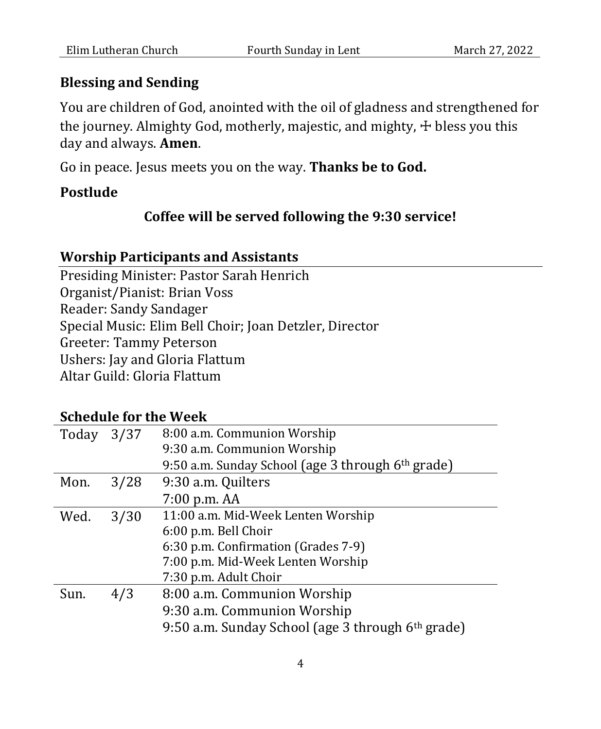## Blessing and Sending

You are children of God, anointed with the oil of gladness and strengthened for the journey. Almighty God, motherly, majestic, and mighty, ☩ bless you this day and always. **Amen**.

Go in peace. Jesus meets you on the way. **Thanks be to God.**

## Postlude

**Coffee will be served following the 9:30 service!**

## Worship Participants and Assistants

Presiding Minister: Pastor Sarah Henrich
Organist/Pianist: Brian Voss
Reader: Sandy Sandager
Special Music: Elim Bell Choir; Joan Detzler, Director
Greeter: Tammy Peterson
Ushers: Jay and Gloria Flattum
Altar Guild: Gloria Flattum

## Schedule for the Week

| | | |
|---|---|---|
| Today | 3/37 | 8:00 a.m. Communion Worship<br>9:30 a.m. Communion Worship<br>9:50 a.m. Sunday School (age 3 through 6th grade) |
| Mon. | 3/28 | 9:30 a.m. Quilters<br>7:00 p.m. AA |
| Wed. | 3/30 | 11:00 a.m. Mid-Week Lenten Worship<br>6:00 p.m. Bell Choir<br>6:30 p.m. Confirmation (Grades 7-9)<br>7:00 p.m. Mid-Week Lenten Worship<br>7:30 p.m. Adult Choir |
| Sun. | 4/3 | 8:00 a.m. Communion Worship<br>9:30 a.m. Communion Worship<br>9:50 a.m. Sunday School (age 3 through 6th grade) |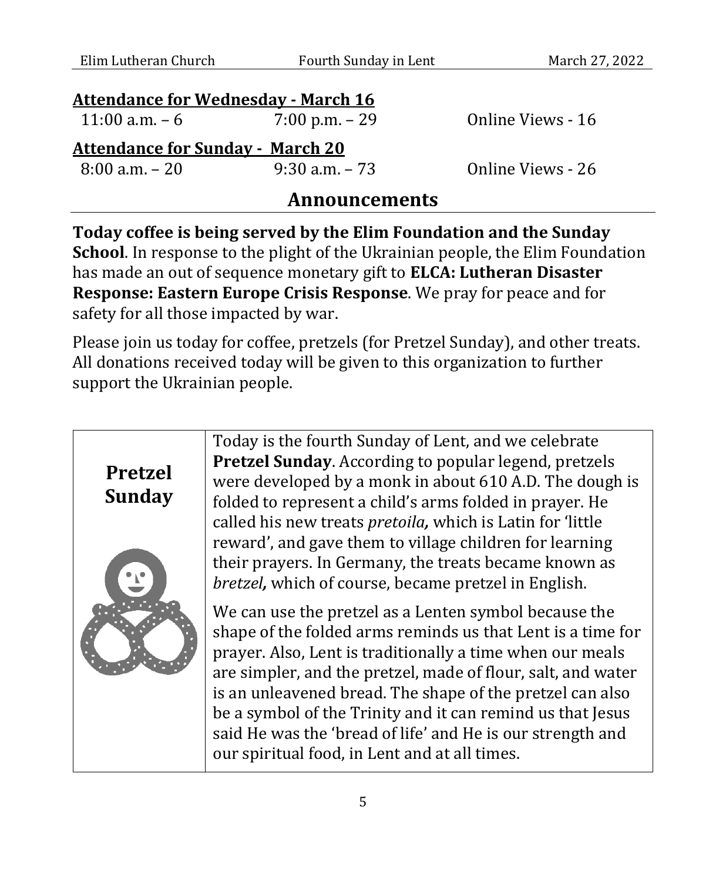**Attendance for Wednesday - March 16**

| | | |
|---|---|---|
| 11:00 a.m. – 6 | 7:00 p.m. – 29 | Online Views - 16 |

**Attendance for Sunday - March 20**

| | | |
|---|---|---|
| 8:00 a.m. – 20 | 9:30 a.m. – 73 | Online Views - 26 |

## Announcements

**Today coffee is being served by the Elim Foundation and the Sunday School**. In response to the plight of the Ukrainian people, the Elim Foundation has made an out of sequence monetary gift to **ELCA: Lutheran Disaster Response: Eastern Europe Crisis Response**. We pray for peace and for safety for all those impacted by war.

Please join us today for coffee, pretzels (for Pretzel Sunday), and other treats. All donations received today will be given to this organization to further support the Ukrainian people.

### Pretzel Sunday

Today is the fourth Sunday of Lent, and we celebrate **Pretzel Sunday**. According to popular legend, pretzels were developed by a monk in about 610 A.D. The dough is folded to represent a child's arms folded in prayer. He called his new treats *pretoila,* which is Latin for 'little reward', and gave them to village children for learning their prayers. In Germany, the treats became known as *bretzel,* which of course, became pretzel in English.

We can use the pretzel as a Lenten symbol because the shape of the folded arms reminds us that Lent is a time for prayer. Also, Lent is traditionally a time when our meals are simpler, and the pretzel, made of flour, salt, and water is an unleavened bread. The shape of the pretzel can also be a symbol of the Trinity and it can remind us that Jesus said He was the 'bread of life' and He is our strength and our spiritual food, in Lent and at all times.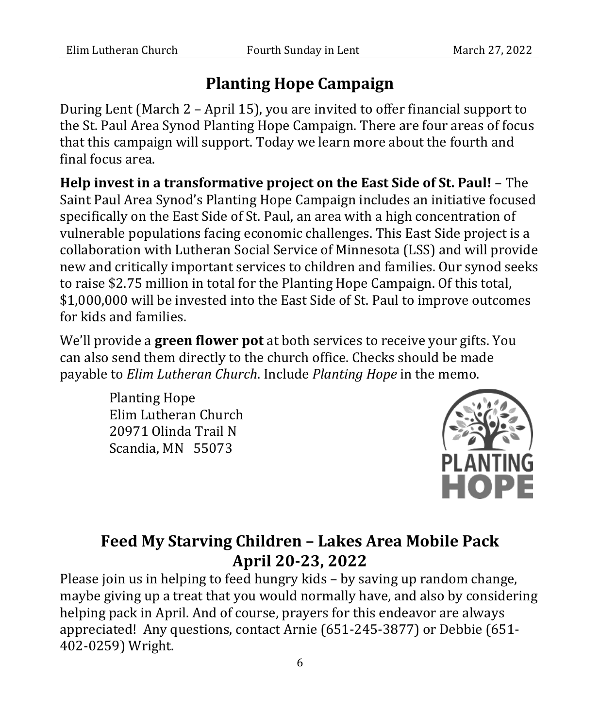## Planting Hope Campaign

During Lent (March 2 – April 15), you are invited to offer financial support to the St. Paul Area Synod Planting Hope Campaign. There are four areas of focus that this campaign will support. Today we learn more about the fourth and final focus area.

**Help invest in a transformative project on the East Side of St. Paul!** – The Saint Paul Area Synod's Planting Hope Campaign includes an initiative focused specifically on the East Side of St. Paul, an area with a high concentration of vulnerable populations facing economic challenges. This East Side project is a collaboration with Lutheran Social Service of Minnesota (LSS) and will provide new and critically important services to children and families. Our synod seeks to raise $2.75 million in total for the Planting Hope Campaign. Of this total, $1,000,000 will be invested into the East Side of St. Paul to improve outcomes for kids and families.

We'll provide a **green flower pot** at both services to receive your gifts. You can also send them directly to the church office. Checks should be made payable to *Elim Lutheran Church*. Include *Planting Hope* in the memo.

Planting Hope
Elim Lutheran Church
20971 Olinda Trail N
Scandia, MN 55073

PLANTING HOPE

## Feed My Starving Children – Lakes Area Mobile Pack April 20-23, 2022

Please join us in helping to feed hungry kids – by saving up random change, maybe giving up a treat that you would normally have, and also by considering helping pack in April. And of course, prayers for this endeavor are always appreciated! Any questions, contact Arnie (651-245-3877) or Debbie (651-402-0259) Wright.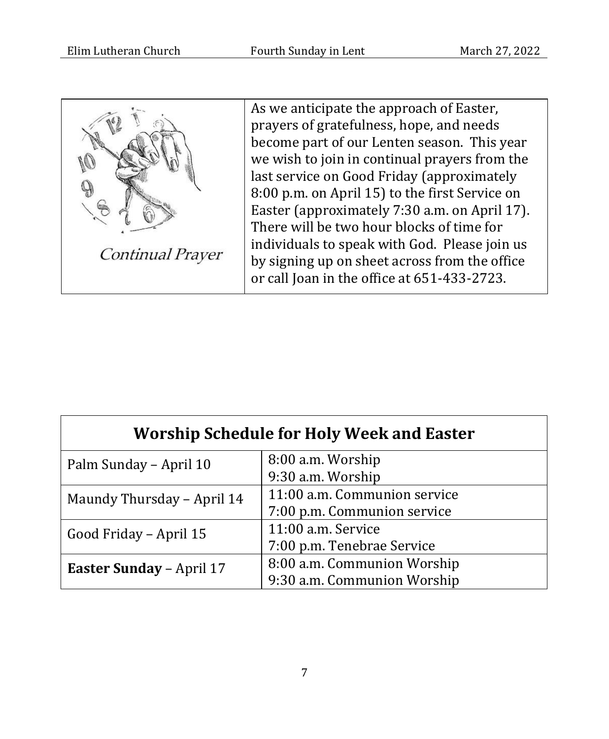*Continual Prayer*

As we anticipate the approach of Easter, prayers of gratefulness, hope, and needs become part of our Lenten season. This year we wish to join in continual prayers from the last service on Good Friday (approximately 8:00 p.m. on April 15) to the first Service on Easter (approximately 7:30 a.m. on April 17). There will be two hour blocks of time for individuals to speak with God. Please join us by signing up on sheet across from the office or call Joan in the office at 651-433-2723.

## Worship Schedule for Holy Week and Easter

| | |
|---|---|
| Palm Sunday – April 10 | 8:00 a.m. Worship<br>9:30 a.m. Worship |
| Maundy Thursday – April 14 | 11:00 a.m. Communion service<br>7:00 p.m. Communion service |
| Good Friday – April 15 | 11:00 a.m. Service<br>7:00 p.m. Tenebrae Service |
| **Easter Sunday** – April 17 | 8:00 a.m. Communion Worship<br>9:30 a.m. Communion Worship |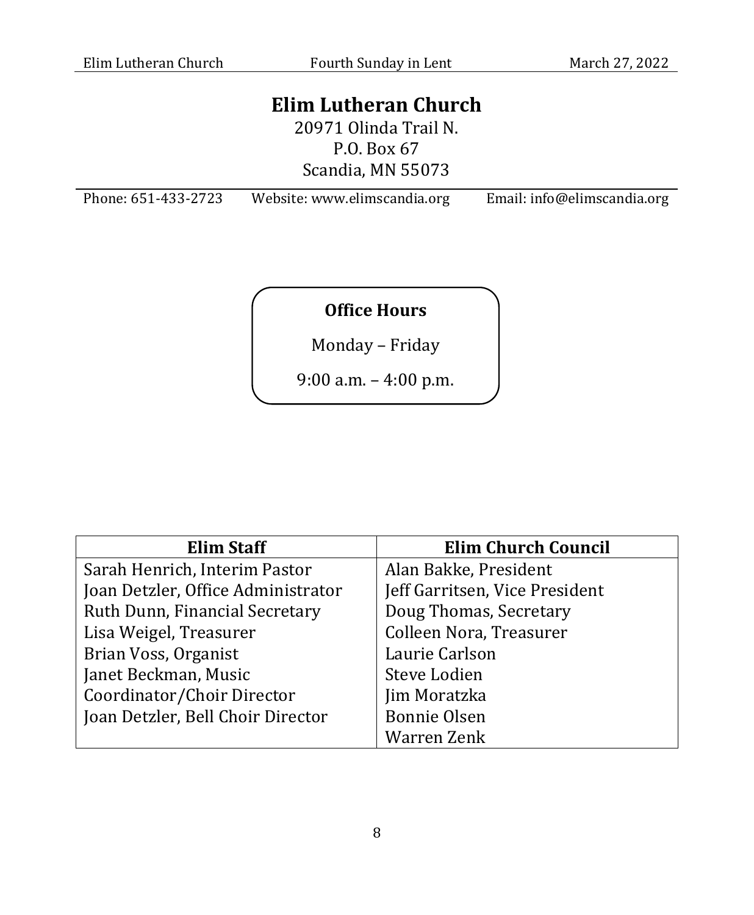# Elim Lutheran Church

20971 Olinda Trail N.
P.O. Box 67
Scandia, MN 55073

Phone: 651-433-2723 Website: www.elimscandia.org Email: info@elimscandia.org

**Office Hours**

Monday – Friday

9:00 a.m. – 4:00 p.m.

| Elim Staff | Elim Church Council |
|---|---|
| Sarah Henrich, Interim Pastor | Alan Bakke, President |
| Joan Detzler, Office Administrator | Jeff Garritsen, Vice President |
| Ruth Dunn, Financial Secretary | Doug Thomas, Secretary |
| Lisa Weigel, Treasurer | Colleen Nora, Treasurer |
| Brian Voss, Organist | Laurie Carlson |
| Janet Beckman, Music Coordinator/Choir Director | Steve Lodien |
| Joan Detzler, Bell Choir Director | Jim Moratzka |
| | Bonnie Olsen |
| | Warren Zenk |